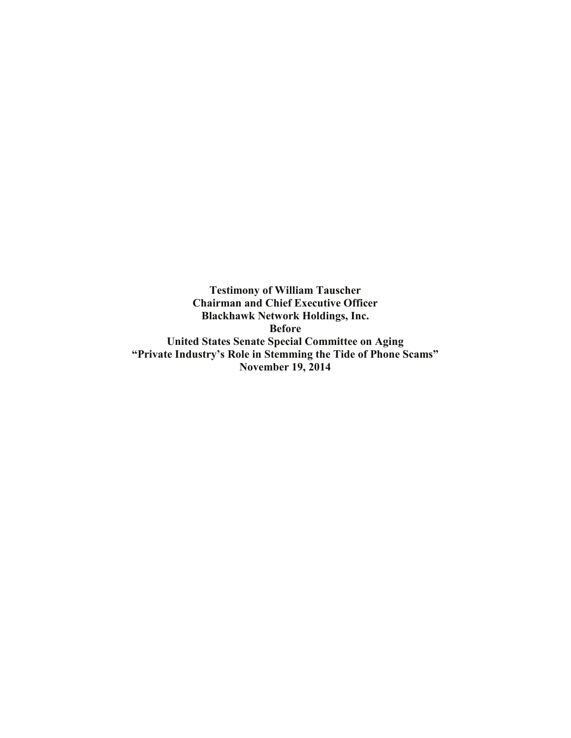**Testimony of William Tauscher**
**Chairman and Chief Executive Officer**
**Blackhawk Network Holdings, Inc.**
**Before**
**United States Senate Special Committee on Aging**
**"Private Industry's Role in Stemming the Tide of Phone Scams"**
**November 19, 2014**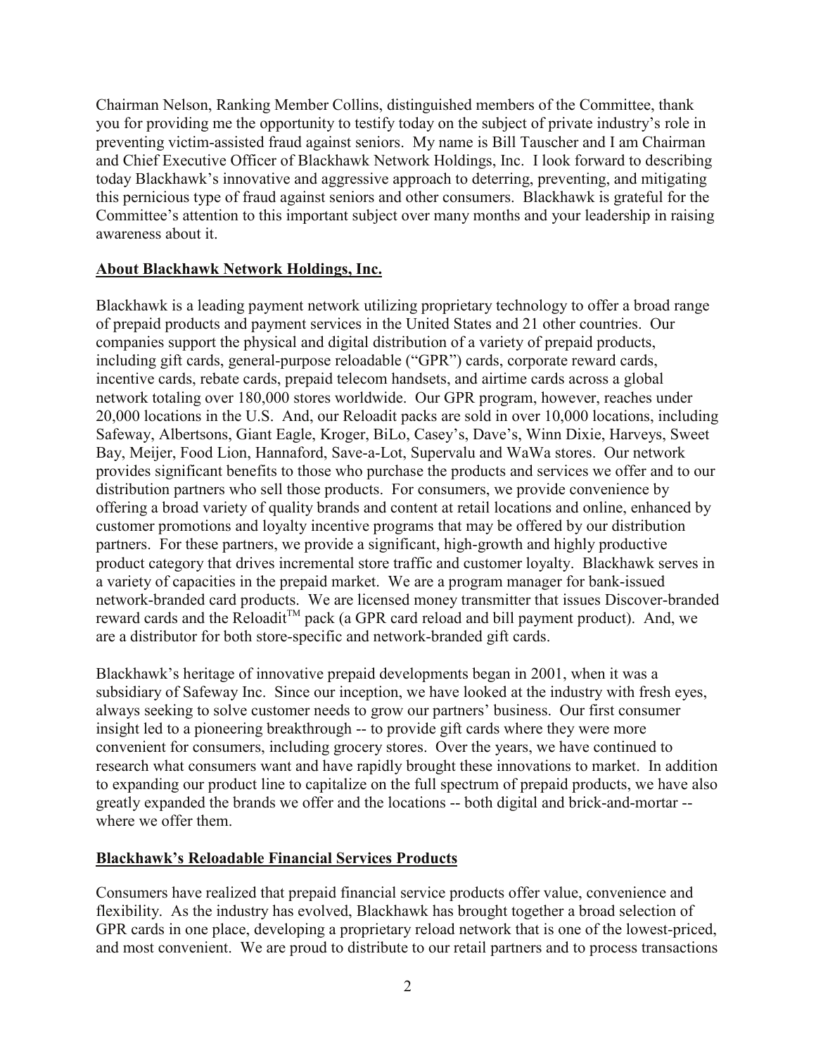Chairman Nelson, Ranking Member Collins, distinguished members of the Committee, thank you for providing me the opportunity to testify today on the subject of private industry's role in preventing victim-assisted fraud against seniors. My name is Bill Tauscher and I am Chairman and Chief Executive Officer of Blackhawk Network Holdings, Inc. I look forward to describing today Blackhawk's innovative and aggressive approach to deterring, preventing, and mitigating this pernicious type of fraud against seniors and other consumers. Blackhawk is grateful for the Committee's attention to this important subject over many months and your leadership in raising awareness about it.

## About Blackhawk Network Holdings, Inc.

Blackhawk is a leading payment network utilizing proprietary technology to offer a broad range of prepaid products and payment services in the United States and 21 other countries. Our companies support the physical and digital distribution of a variety of prepaid products, including gift cards, general-purpose reloadable ("GPR") cards, corporate reward cards, incentive cards, rebate cards, prepaid telecom handsets, and airtime cards across a global network totaling over 180,000 stores worldwide. Our GPR program, however, reaches under 20,000 locations in the U.S. And, our Reloadit packs are sold in over 10,000 locations, including Safeway, Albertsons, Giant Eagle, Kroger, BiLo, Casey's, Dave's, Winn Dixie, Harveys, Sweet Bay, Meijer, Food Lion, Hannaford, Save-a-Lot, Supervalu and WaWa stores. Our network provides significant benefits to those who purchase the products and services we offer and to our distribution partners who sell those products. For consumers, we provide convenience by offering a broad variety of quality brands and content at retail locations and online, enhanced by customer promotions and loyalty incentive programs that may be offered by our distribution partners. For these partners, we provide a significant, high-growth and highly productive product category that drives incremental store traffic and customer loyalty. Blackhawk serves in a variety of capacities in the prepaid market. We are a program manager for bank-issued network-branded card products. We are licensed money transmitter that issues Discover-branded reward cards and the Reloadit™ pack (a GPR card reload and bill payment product). And, we are a distributor for both store-specific and network-branded gift cards.

Blackhawk's heritage of innovative prepaid developments began in 2001, when it was a subsidiary of Safeway Inc. Since our inception, we have looked at the industry with fresh eyes, always seeking to solve customer needs to grow our partners' business. Our first consumer insight led to a pioneering breakthrough -- to provide gift cards where they were more convenient for consumers, including grocery stores. Over the years, we have continued to research what consumers want and have rapidly brought these innovations to market. In addition to expanding our product line to capitalize on the full spectrum of prepaid products, we have also greatly expanded the brands we offer and the locations -- both digital and brick-and-mortar -- where we offer them.

## Blackhawk's Reloadable Financial Services Products

Consumers have realized that prepaid financial service products offer value, convenience and flexibility. As the industry has evolved, Blackhawk has brought together a broad selection of GPR cards in one place, developing a proprietary reload network that is one of the lowest-priced, and most convenient. We are proud to distribute to our retail partners and to process transactions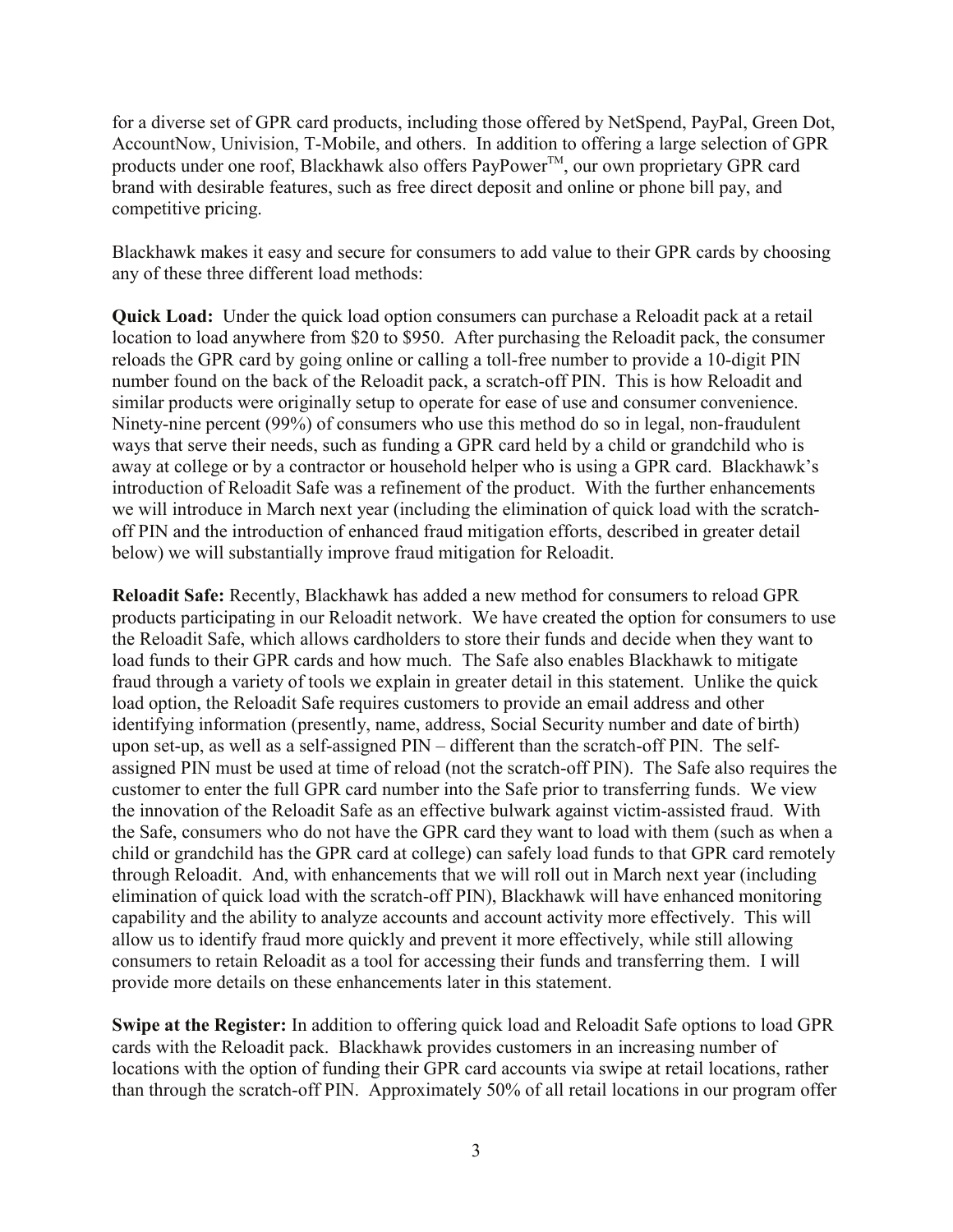for a diverse set of GPR card products, including those offered by NetSpend, PayPal, Green Dot, AccountNow, Univision, T-Mobile, and others. In addition to offering a large selection of GPR products under one roof, Blackhawk also offers PayPower™, our own proprietary GPR card brand with desirable features, such as free direct deposit and online or phone bill pay, and competitive pricing.

Blackhawk makes it easy and secure for consumers to add value to their GPR cards by choosing any of these three different load methods:

**Quick Load:** Under the quick load option consumers can purchase a Reloadit pack at a retail location to load anywhere from \$20 to \$950. After purchasing the Reloadit pack, the consumer reloads the GPR card by going online or calling a toll-free number to provide a 10-digit PIN number found on the back of the Reloadit pack, a scratch-off PIN. This is how Reloadit and similar products were originally setup to operate for ease of use and consumer convenience. Ninety-nine percent (99%) of consumers who use this method do so in legal, non-fraudulent ways that serve their needs, such as funding a GPR card held by a child or grandchild who is away at college or by a contractor or household helper who is using a GPR card. Blackhawk's introduction of Reloadit Safe was a refinement of the product. With the further enhancements we will introduce in March next year (including the elimination of quick load with the scratch-off PIN and the introduction of enhanced fraud mitigation efforts, described in greater detail below) we will substantially improve fraud mitigation for Reloadit.

**Reloadit Safe:** Recently, Blackhawk has added a new method for consumers to reload GPR products participating in our Reloadit network. We have created the option for consumers to use the Reloadit Safe, which allows cardholders to store their funds and decide when they want to load funds to their GPR cards and how much. The Safe also enables Blackhawk to mitigate fraud through a variety of tools we explain in greater detail in this statement. Unlike the quick load option, the Reloadit Safe requires customers to provide an email address and other identifying information (presently, name, address, Social Security number and date of birth) upon set-up, as well as a self-assigned PIN – different than the scratch-off PIN. The self-assigned PIN must be used at time of reload (not the scratch-off PIN). The Safe also requires the customer to enter the full GPR card number into the Safe prior to transferring funds. We view the innovation of the Reloadit Safe as an effective bulwark against victim-assisted fraud. With the Safe, consumers who do not have the GPR card they want to load with them (such as when a child or grandchild has the GPR card at college) can safely load funds to that GPR card remotely through Reloadit. And, with enhancements that we will roll out in March next year (including elimination of quick load with the scratch-off PIN), Blackhawk will have enhanced monitoring capability and the ability to analyze accounts and account activity more effectively. This will allow us to identify fraud more quickly and prevent it more effectively, while still allowing consumers to retain Reloadit as a tool for accessing their funds and transferring them. I will provide more details on these enhancements later in this statement.

**Swipe at the Register:** In addition to offering quick load and Reloadit Safe options to load GPR cards with the Reloadit pack. Blackhawk provides customers in an increasing number of locations with the option of funding their GPR card accounts via swipe at retail locations, rather than through the scratch-off PIN. Approximately 50% of all retail locations in our program offer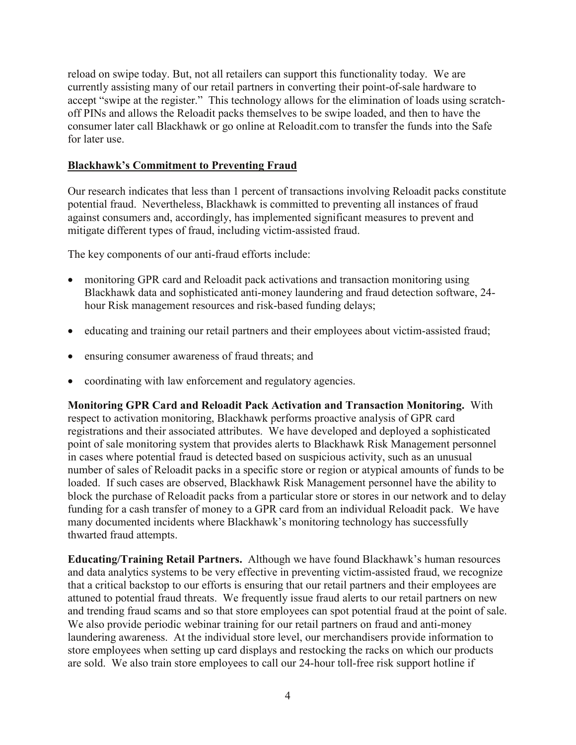reload on swipe today. But, not all retailers can support this functionality today. We are currently assisting many of our retail partners in converting their point-of-sale hardware to accept "swipe at the register." This technology allows for the elimination of loads using scratch-off PINs and allows the Reloadit packs themselves to be swipe loaded, and then to have the consumer later call Blackhawk or go online at Reloadit.com to transfer the funds into the Safe for later use.

## Blackhawk's Commitment to Preventing Fraud

Our research indicates that less than 1 percent of transactions involving Reloadit packs constitute potential fraud. Nevertheless, Blackhawk is committed to preventing all instances of fraud against consumers and, accordingly, has implemented significant measures to prevent and mitigate different types of fraud, including victim-assisted fraud.

The key components of our anti-fraud efforts include:

- monitoring GPR card and Reloadit pack activations and transaction monitoring using Blackhawk data and sophisticated anti-money laundering and fraud detection software, 24-hour Risk management resources and risk-based funding delays;
- educating and training our retail partners and their employees about victim-assisted fraud;
- ensuring consumer awareness of fraud threats; and
- coordinating with law enforcement and regulatory agencies.

**Monitoring GPR Card and Reloadit Pack Activation and Transaction Monitoring.** With respect to activation monitoring, Blackhawk performs proactive analysis of GPR card registrations and their associated attributes. We have developed and deployed a sophisticated point of sale monitoring system that provides alerts to Blackhawk Risk Management personnel in cases where potential fraud is detected based on suspicious activity, such as an unusual number of sales of Reloadit packs in a specific store or region or atypical amounts of funds to be loaded. If such cases are observed, Blackhawk Risk Management personnel have the ability to block the purchase of Reloadit packs from a particular store or stores in our network and to delay funding for a cash transfer of money to a GPR card from an individual Reloadit pack. We have many documented incidents where Blackhawk's monitoring technology has successfully thwarted fraud attempts.

**Educating/Training Retail Partners.** Although we have found Blackhawk's human resources and data analytics systems to be very effective in preventing victim-assisted fraud, we recognize that a critical backstop to our efforts is ensuring that our retail partners and their employees are attuned to potential fraud threats. We frequently issue fraud alerts to our retail partners on new and trending fraud scams and so that store employees can spot potential fraud at the point of sale. We also provide periodic webinar training for our retail partners on fraud and anti-money laundering awareness. At the individual store level, our merchandisers provide information to store employees when setting up card displays and restocking the racks on which our products are sold. We also train store employees to call our 24-hour toll-free risk support hotline if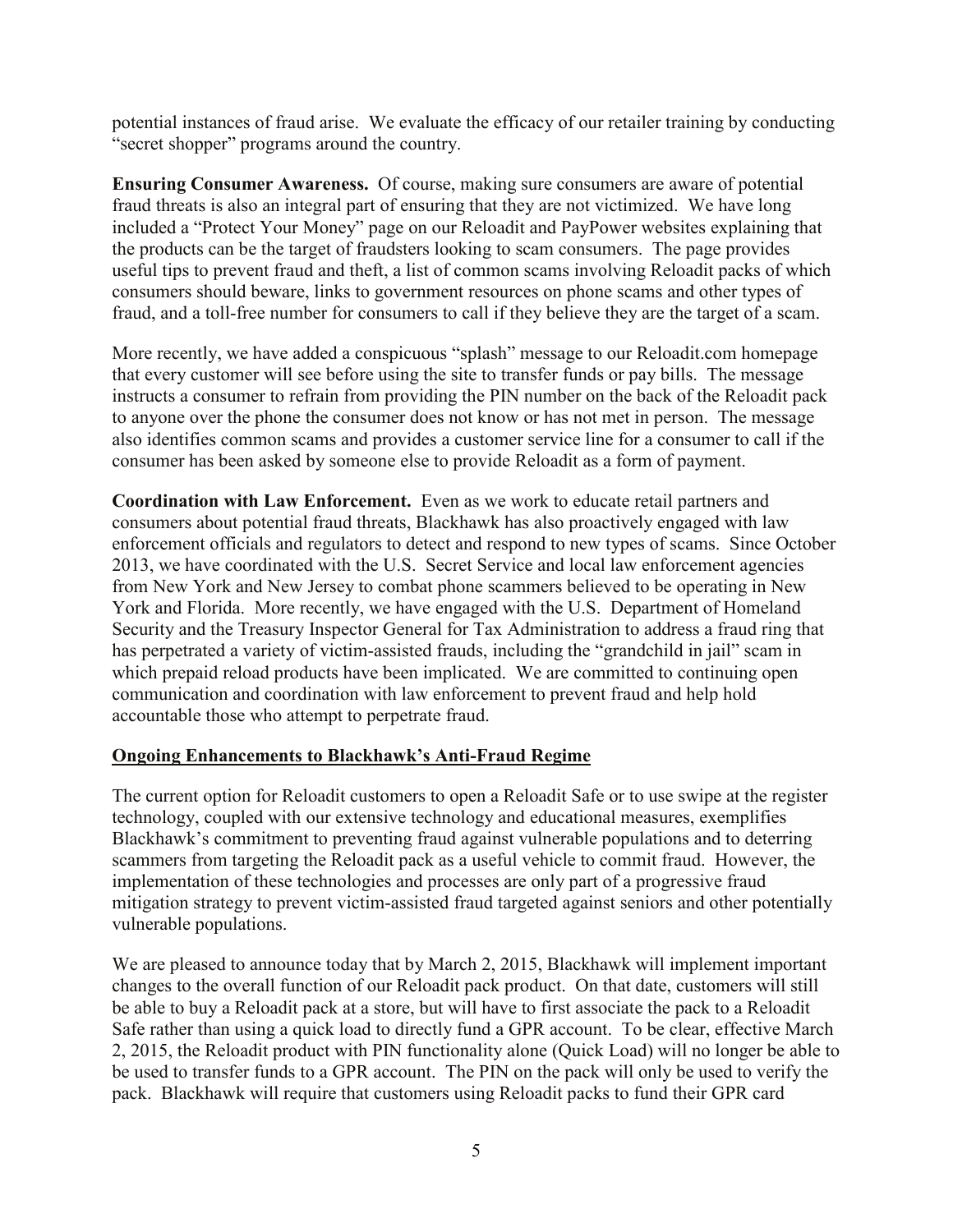potential instances of fraud arise. We evaluate the efficacy of our retailer training by conducting "secret shopper" programs around the country.

**Ensuring Consumer Awareness.** Of course, making sure consumers are aware of potential fraud threats is also an integral part of ensuring that they are not victimized. We have long included a "Protect Your Money" page on our Reloadit and PayPower websites explaining that the products can be the target of fraudsters looking to scam consumers. The page provides useful tips to prevent fraud and theft, a list of common scams involving Reloadit packs of which consumers should beware, links to government resources on phone scams and other types of fraud, and a toll-free number for consumers to call if they believe they are the target of a scam.

More recently, we have added a conspicuous "splash" message to our Reloadit.com homepage that every customer will see before using the site to transfer funds or pay bills. The message instructs a consumer to refrain from providing the PIN number on the back of the Reloadit pack to anyone over the phone the consumer does not know or has not met in person. The message also identifies common scams and provides a customer service line for a consumer to call if the consumer has been asked by someone else to provide Reloadit as a form of payment.

**Coordination with Law Enforcement.** Even as we work to educate retail partners and consumers about potential fraud threats, Blackhawk has also proactively engaged with law enforcement officials and regulators to detect and respond to new types of scams. Since October 2013, we have coordinated with the U.S. Secret Service and local law enforcement agencies from New York and New Jersey to combat phone scammers believed to be operating in New York and Florida. More recently, we have engaged with the U.S. Department of Homeland Security and the Treasury Inspector General for Tax Administration to address a fraud ring that has perpetrated a variety of victim-assisted frauds, including the "grandchild in jail" scam in which prepaid reload products have been implicated. We are committed to continuing open communication and coordination with law enforcement to prevent fraud and help hold accountable those who attempt to perpetrate fraud.

## Ongoing Enhancements to Blackhawk's Anti-Fraud Regime

The current option for Reloadit customers to open a Reloadit Safe or to use swipe at the register technology, coupled with our extensive technology and educational measures, exemplifies Blackhawk's commitment to preventing fraud against vulnerable populations and to deterring scammers from targeting the Reloadit pack as a useful vehicle to commit fraud. However, the implementation of these technologies and processes are only part of a progressive fraud mitigation strategy to prevent victim-assisted fraud targeted against seniors and other potentially vulnerable populations.

We are pleased to announce today that by March 2, 2015, Blackhawk will implement important changes to the overall function of our Reloadit pack product. On that date, customers will still be able to buy a Reloadit pack at a store, but will have to first associate the pack to a Reloadit Safe rather than using a quick load to directly fund a GPR account. To be clear, effective March 2, 2015, the Reloadit product with PIN functionality alone (Quick Load) will no longer be able to be used to transfer funds to a GPR account. The PIN on the pack will only be used to verify the pack. Blackhawk will require that customers using Reloadit packs to fund their GPR card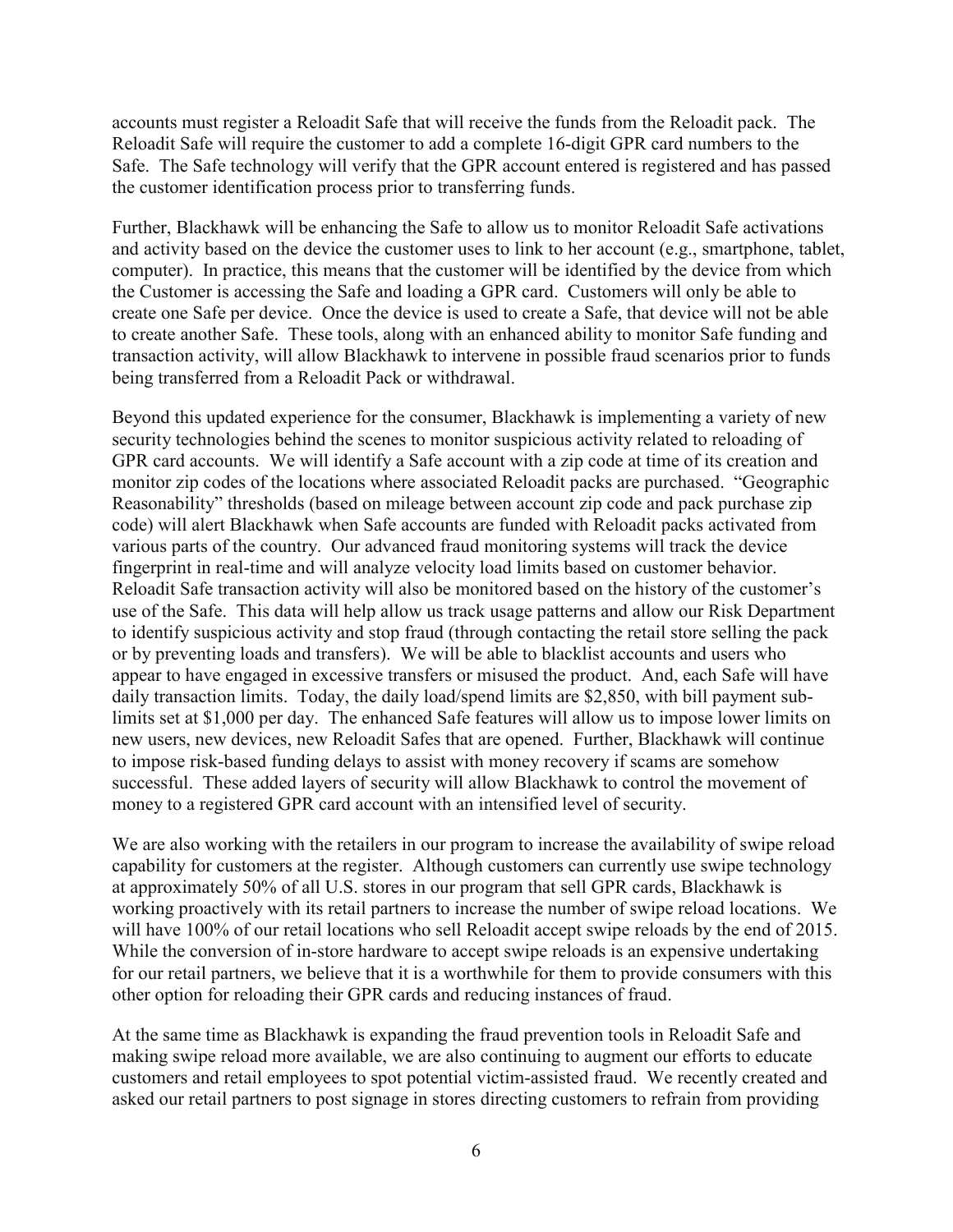accounts must register a Reloadit Safe that will receive the funds from the Reloadit pack. The Reloadit Safe will require the customer to add a complete 16-digit GPR card numbers to the Safe. The Safe technology will verify that the GPR account entered is registered and has passed the customer identification process prior to transferring funds.

Further, Blackhawk will be enhancing the Safe to allow us to monitor Reloadit Safe activations and activity based on the device the customer uses to link to her account (e.g., smartphone, tablet, computer). In practice, this means that the customer will be identified by the device from which the Customer is accessing the Safe and loading a GPR card. Customers will only be able to create one Safe per device. Once the device is used to create a Safe, that device will not be able to create another Safe. These tools, along with an enhanced ability to monitor Safe funding and transaction activity, will allow Blackhawk to intervene in possible fraud scenarios prior to funds being transferred from a Reloadit Pack or withdrawal.

Beyond this updated experience for the consumer, Blackhawk is implementing a variety of new security technologies behind the scenes to monitor suspicious activity related to reloading of GPR card accounts. We will identify a Safe account with a zip code at time of its creation and monitor zip codes of the locations where associated Reloadit packs are purchased. "Geographic Reasonability" thresholds (based on mileage between account zip code and pack purchase zip code) will alert Blackhawk when Safe accounts are funded with Reloadit packs activated from various parts of the country. Our advanced fraud monitoring systems will track the device fingerprint in real-time and will analyze velocity load limits based on customer behavior. Reloadit Safe transaction activity will also be monitored based on the history of the customer's use of the Safe. This data will help allow us track usage patterns and allow our Risk Department to identify suspicious activity and stop fraud (through contacting the retail store selling the pack or by preventing loads and transfers). We will be able to blacklist accounts and users who appear to have engaged in excessive transfers or misused the product. And, each Safe will have daily transaction limits. Today, the daily load/spend limits are $2,850, with bill payment sub-limits set at $1,000 per day. The enhanced Safe features will allow us to impose lower limits on new users, new devices, new Reloadit Safes that are opened. Further, Blackhawk will continue to impose risk-based funding delays to assist with money recovery if scams are somehow successful. These added layers of security will allow Blackhawk to control the movement of money to a registered GPR card account with an intensified level of security.

We are also working with the retailers in our program to increase the availability of swipe reload capability for customers at the register. Although customers can currently use swipe technology at approximately 50% of all U.S. stores in our program that sell GPR cards, Blackhawk is working proactively with its retail partners to increase the number of swipe reload locations. We will have 100% of our retail locations who sell Reloadit accept swipe reloads by the end of 2015. While the conversion of in-store hardware to accept swipe reloads is an expensive undertaking for our retail partners, we believe that it is a worthwhile for them to provide consumers with this other option for reloading their GPR cards and reducing instances of fraud.

At the same time as Blackhawk is expanding the fraud prevention tools in Reloadit Safe and making swipe reload more available, we are also continuing to augment our efforts to educate customers and retail employees to spot potential victim-assisted fraud. We recently created and asked our retail partners to post signage in stores directing customers to refrain from providing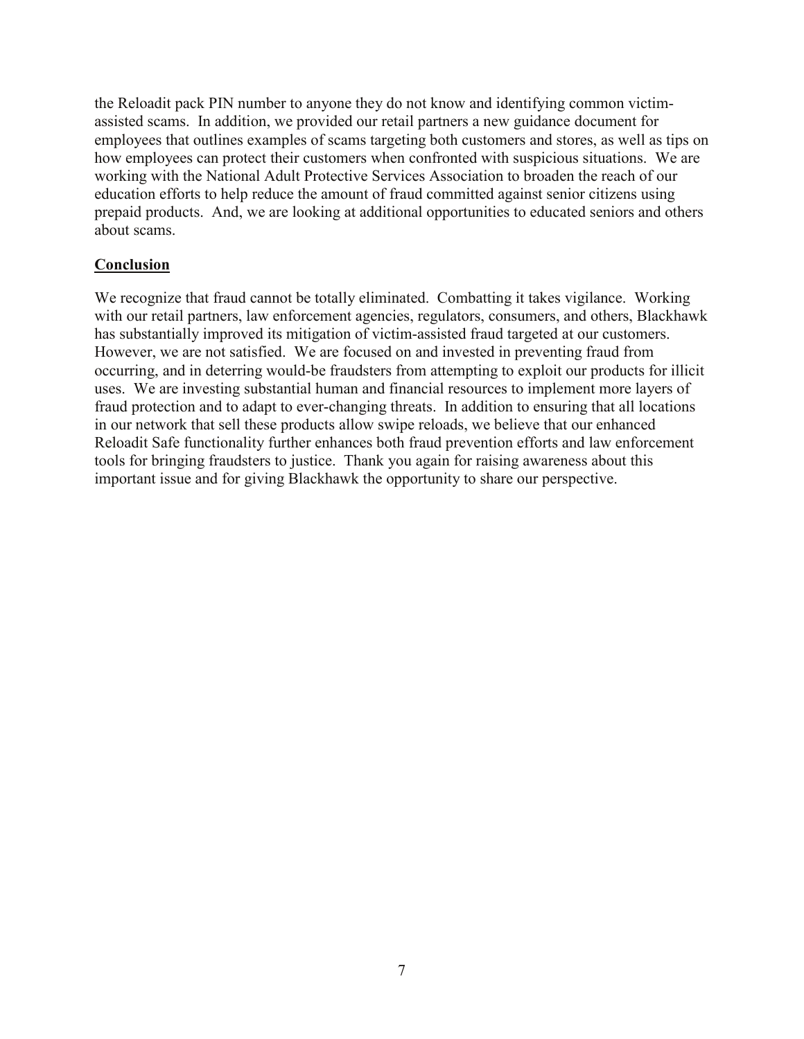the Reloadit pack PIN number to anyone they do not know and identifying common victim-assisted scams. In addition, we provided our retail partners a new guidance document for employees that outlines examples of scams targeting both customers and stores, as well as tips on how employees can protect their customers when confronted with suspicious situations. We are working with the National Adult Protective Services Association to broaden the reach of our education efforts to help reduce the amount of fraud committed against senior citizens using prepaid products. And, we are looking at additional opportunities to educated seniors and others about scams.

## Conclusion

We recognize that fraud cannot be totally eliminated. Combatting it takes vigilance. Working with our retail partners, law enforcement agencies, regulators, consumers, and others, Blackhawk has substantially improved its mitigation of victim-assisted fraud targeted at our customers. However, we are not satisfied. We are focused on and invested in preventing fraud from occurring, and in deterring would-be fraudsters from attempting to exploit our products for illicit uses. We are investing substantial human and financial resources to implement more layers of fraud protection and to adapt to ever-changing threats. In addition to ensuring that all locations in our network that sell these products allow swipe reloads, we believe that our enhanced Reloadit Safe functionality further enhances both fraud prevention efforts and law enforcement tools for bringing fraudsters to justice. Thank you again for raising awareness about this important issue and for giving Blackhawk the opportunity to share our perspective.